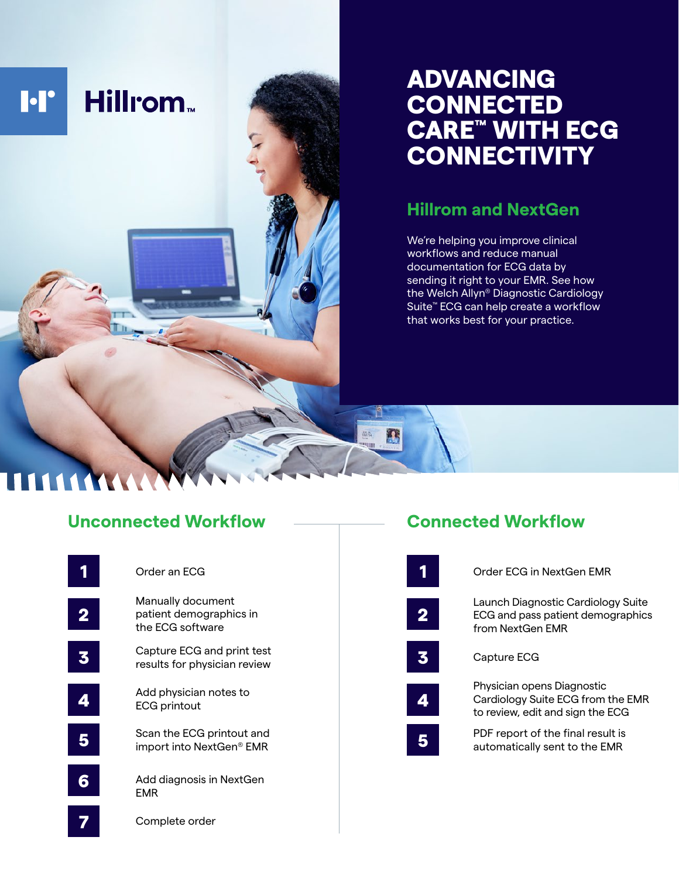Hillrom™

# ADVANCING CONNECTED CARE™ WITH ECG CONNECTIVITY

## Hillrom and NextGen

We're helping you improve clinical workflows and reduce manual documentation for ECG data by sending it right to your EMR. See how the Welch Allyn® Diagnostic Cardiology Suite™ ECG can help create a workflow that works best for your practice.

## Unconnected Workflow

1. Order an ECG
2. Manually document patient demographics in the ECG software
3. Capture ECG and print test results for physician review
4. Add physician notes to ECG printout
5. Scan the ECG printout and import into NextGen® EMR
6. Add diagnosis in NextGen EMR
7. Complete order

## Connected Workflow

1. Order ECG in NextGen EMR
2. Launch Diagnostic Cardiology Suite ECG and pass patient demographics from NextGen EMR
3. Capture ECG
4. Physician opens Diagnostic Cardiology Suite ECG from the EMR to review, edit and sign the ECG
5. PDF report of the final result is automatically sent to the EMR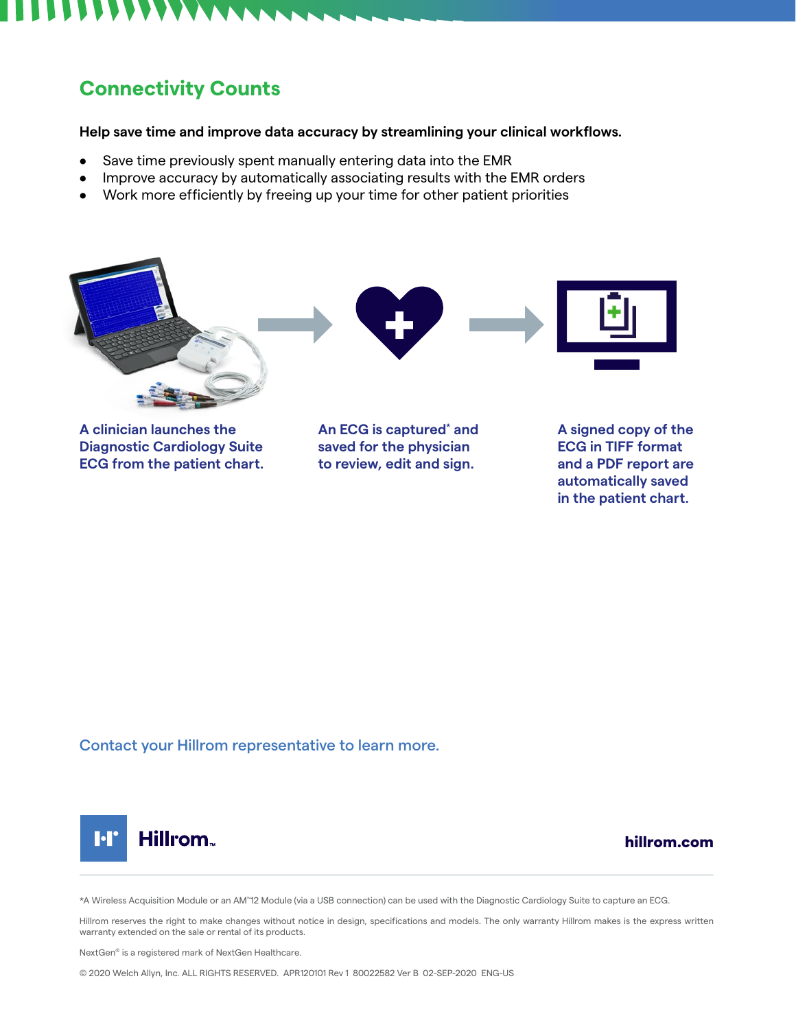## Connectivity Counts

**Help save time and improve data accuracy by streamlining your clinical workflows.**

- Save time previously spent manually entering data into the EMR
- Improve accuracy by automatically associating results with the EMR orders
- Work more efficiently by freeing up your time for other patient priorities

**A clinician launches the Diagnostic Cardiology Suite ECG from the patient chart.**

**An ECG is captured* and saved for the physician to review, edit and sign.**

**A signed copy of the ECG in TIFF format and a PDF report are automatically saved in the patient chart.**

Contact your Hillrom representative to learn more.

Hillrom™

**hillrom.com**

*A Wireless Acquisition Module or an AM™12 Module (via a USB connection) can be used with the Diagnostic Cardiology Suite to capture an ECG.

Hillrom reserves the right to make changes without notice in design, specifications and models. The only warranty Hillrom makes is the express written warranty extended on the sale or rental of its products.

NextGen® is a registered mark of NextGen Healthcare.

© 2020 Welch Allyn, Inc. ALL RIGHTS RESERVED. APR120101 Rev 1 80022582 Ver B 02-SEP-2020 ENG-US